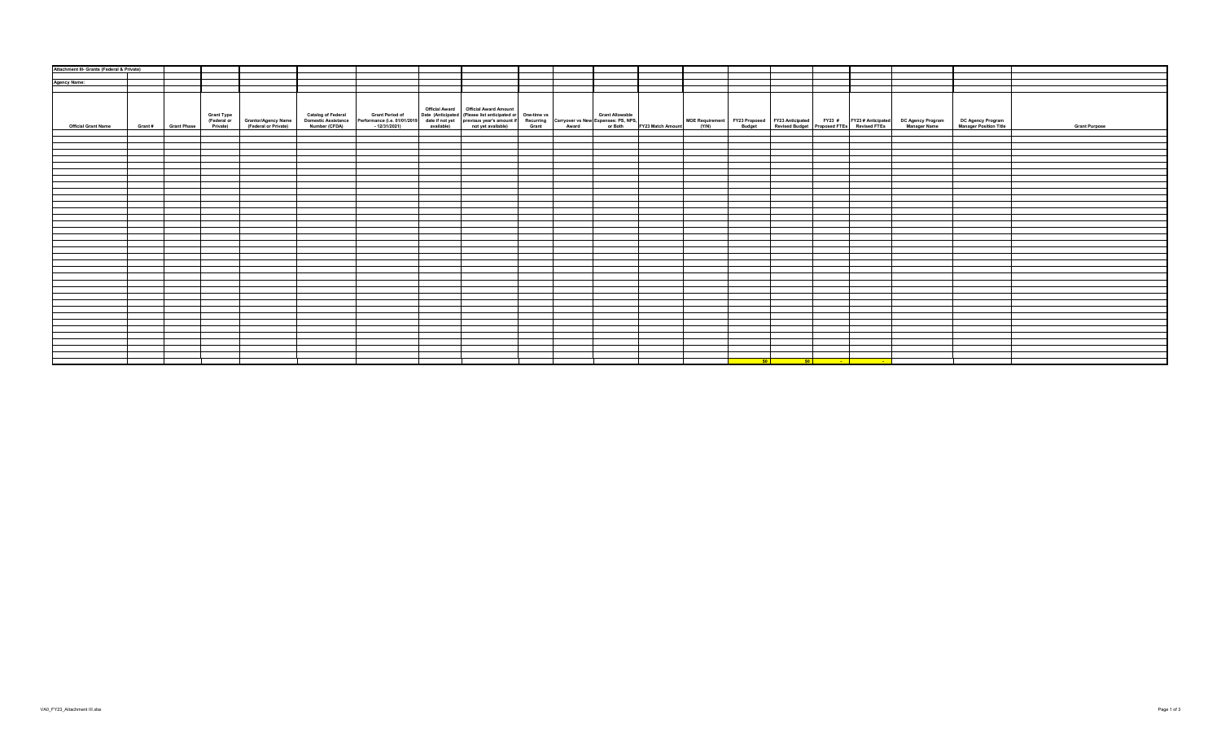Attachment III- Grants (Federal & Private)

Agency Name:

| Official Grant Name | Grant # | Grant Phase | Grant Type (Federal or Private) | Grantor/Agency Name (Federal or Private) | Catalog of Federal Domestic Assistance Number (CFDA) | Grant Period of Performance (i.e. 01/01/2019 - 12/31/2021) | Official Award Date (Anticipated date if not yet available) | Official Award Amount (Please list anticipated or previous year's amount if not yet available) | One-time vs Recurring Grant | Carryover vs New Award | Grant Allowable Expenses: PS, NPS, or Both | FY23 Match Amount | MOE Requirement (Y/N) | FY23 Proposed Budget | FY23 Anticipated Revised Budget | FY23 # Proposed FTEs | FY23 # Anticipated Revised FTEs | DC Agency Program Manager Name | DC Agency Program Manager Position Title | Grant Purpose |
|---|---|---|---|---|---|---|---|---|---|---|---|---|---|---|---|---|---|---|---|---|
| | | | | | | | | | | | | | | | | | | | | |
| | | | | | | | | | | | | | | $0 | $0 | - | - | | | |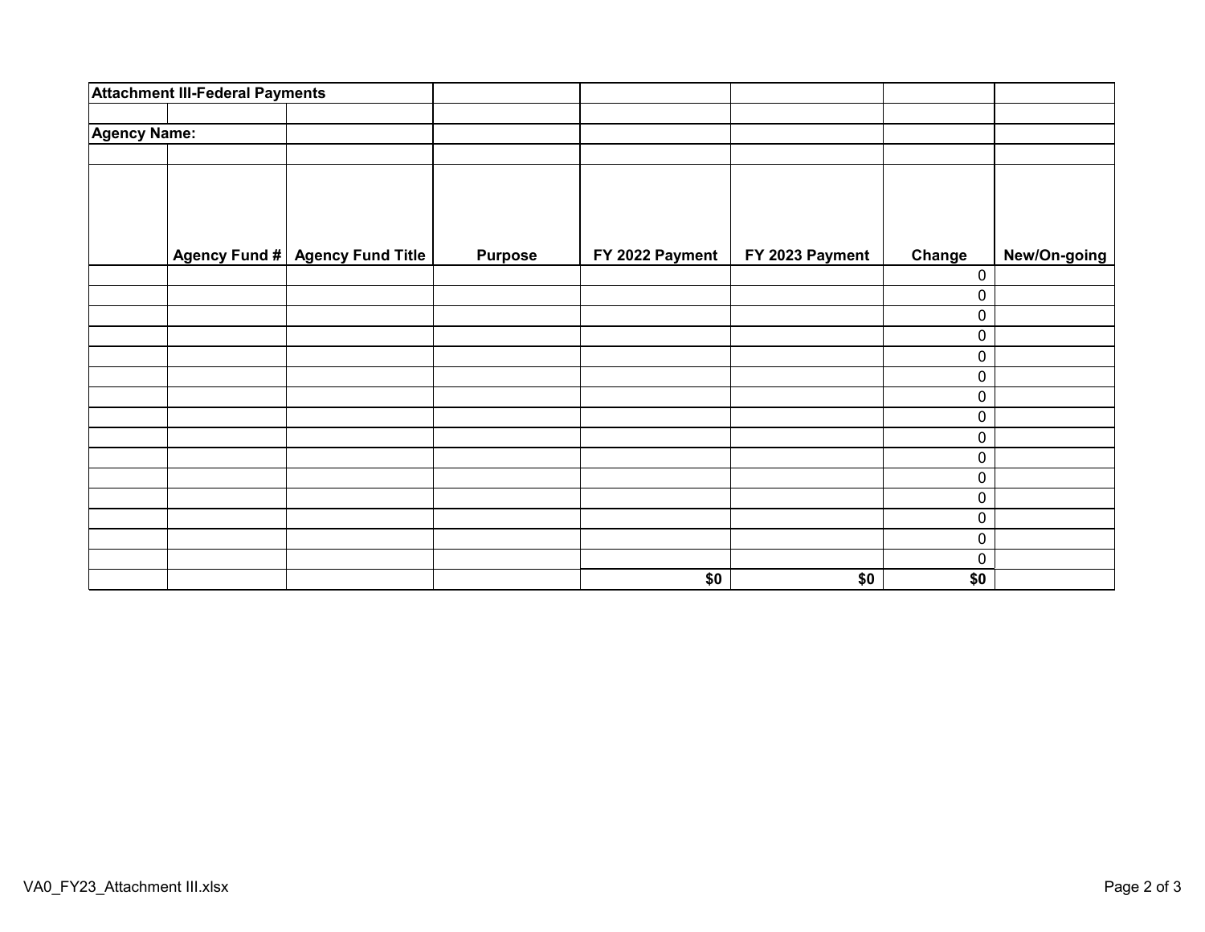**Attachment III-Federal Payments**

**Agency Name:**

| | Agency Fund # | Agency Fund Title | Purpose | FY 2022 Payment | FY 2023 Payment | Change | New/On-going |
|---|---|---|---|---|---|---|---|
| | | | | | | 0 | |
| | | | | | | 0 | |
| | | | | | | 0 | |
| | | | | | | 0 | |
| | | | | | | 0 | |
| | | | | | | 0 | |
| | | | | | | 0 | |
| | | | | | | 0 | |
| | | | | | | 0 | |
| | | | | | | 0 | |
| | | | | | | 0 | |
| | | | | | | 0 | |
| | | | | | | 0 | |
| | | | | | | 0 | |
| | | | | | | 0 | |
| | | | | **$0** | **$0** | **$0** | |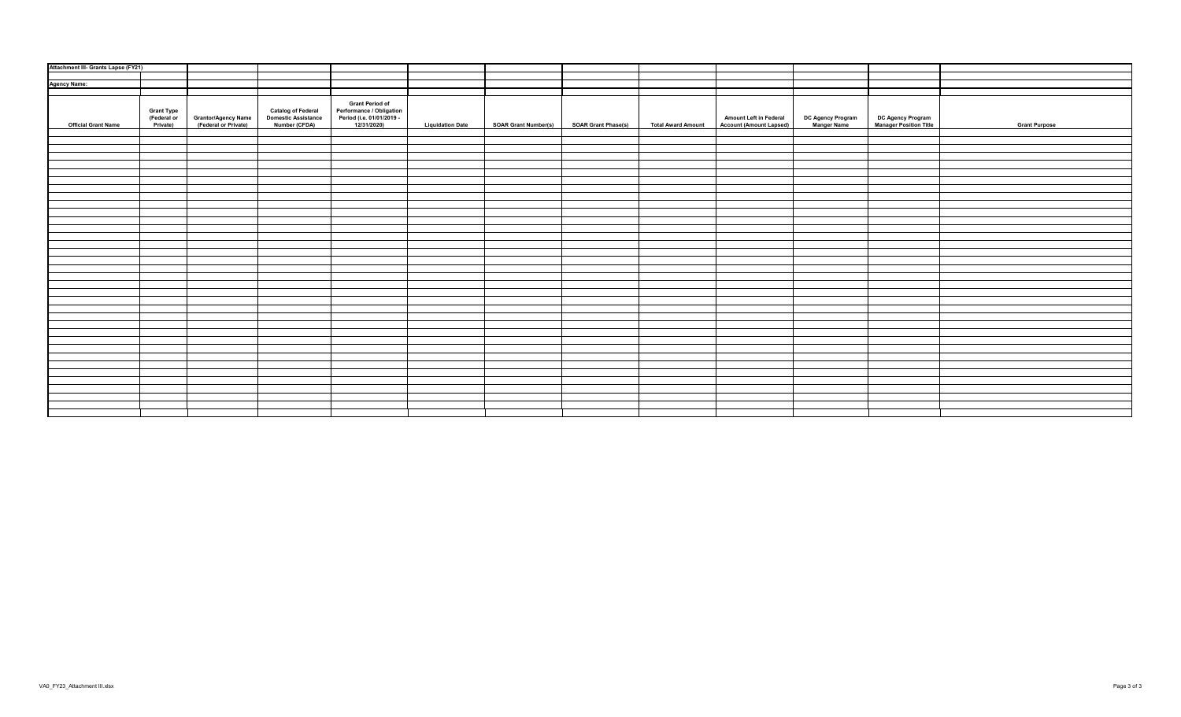Attachment III- Grants Lapse (FY21)

Agency Name:

| Official Grant Name | Grant Type (Federal or Private) | Grantor/Agency Name (Federal or Private) | Catalog of Federal Domestic Assistance Number (CFDA) | Grant Period of Performance / Obligation Period (i.e. 01/01/2019 - 12/31/2020) | Liquidation Date | SOAR Grant Number(s) | SOAR Grant Phase(s) | Total Award Amount | Amount Left in Federal Account (Amount Lapsed) | DC Agency Program Manger Name | DC Agency Program Manager Position Title | Grant Purpose |
|---|---|---|---|---|---|---|---|---|---|---|---|---|
| | | | | | | | | | | | | |